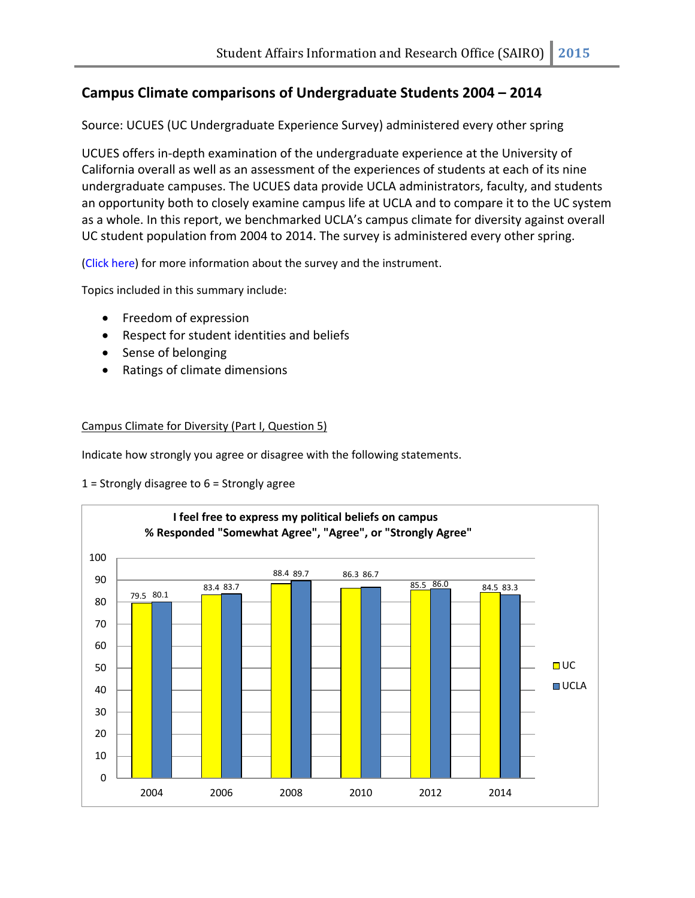# Campus Climate comparisons of Undergraduate Students 2004 – 2014

Source: UCUES (UC Undergraduate Experience Survey) administered every other spring

UCUES offers in-depth examination of the undergraduate experience at the University of California overall as well as an assessment of the experiences of students at each of its nine undergraduate campuses. The UCUES data provide UCLA administrators, faculty, and students an opportunity both to closely examine campus life at UCLA and to compare it to the UC system as a whole. In this report, we benchmarked UCLA's campus climate for diversity against overall UC student population from 2004 to 2014. The survey is administered every other spring.

(Click here) for more information about the survey and the instrument.

Topics included in this summary include:

- Freedom of expression
- Respect for student identities and beliefs
- Sense of belonging
- Ratings of climate dimensions

Campus Climate for Diversity (Part I, Question 5)

Indicate how strongly you agree or disagree with the following statements.

1 = Strongly disagree to 6 = Strongly agree

**I feel free to express my political beliefs on campus**
**% Responded "Somewhat Agree", "Agree", or "Strongly Agree"**

| Year | UC | UCLA |
| --- | --- | --- |
| 2004 | 79.5 | 80.1 |
| 2006 | 83.4 | 83.7 |
| 2008 | 88.4 | 89.7 |
| 2010 | 86.3 | 86.7 |
| 2012 | 85.5 | 86.0 |
| 2014 | 84.5 | 83.3 |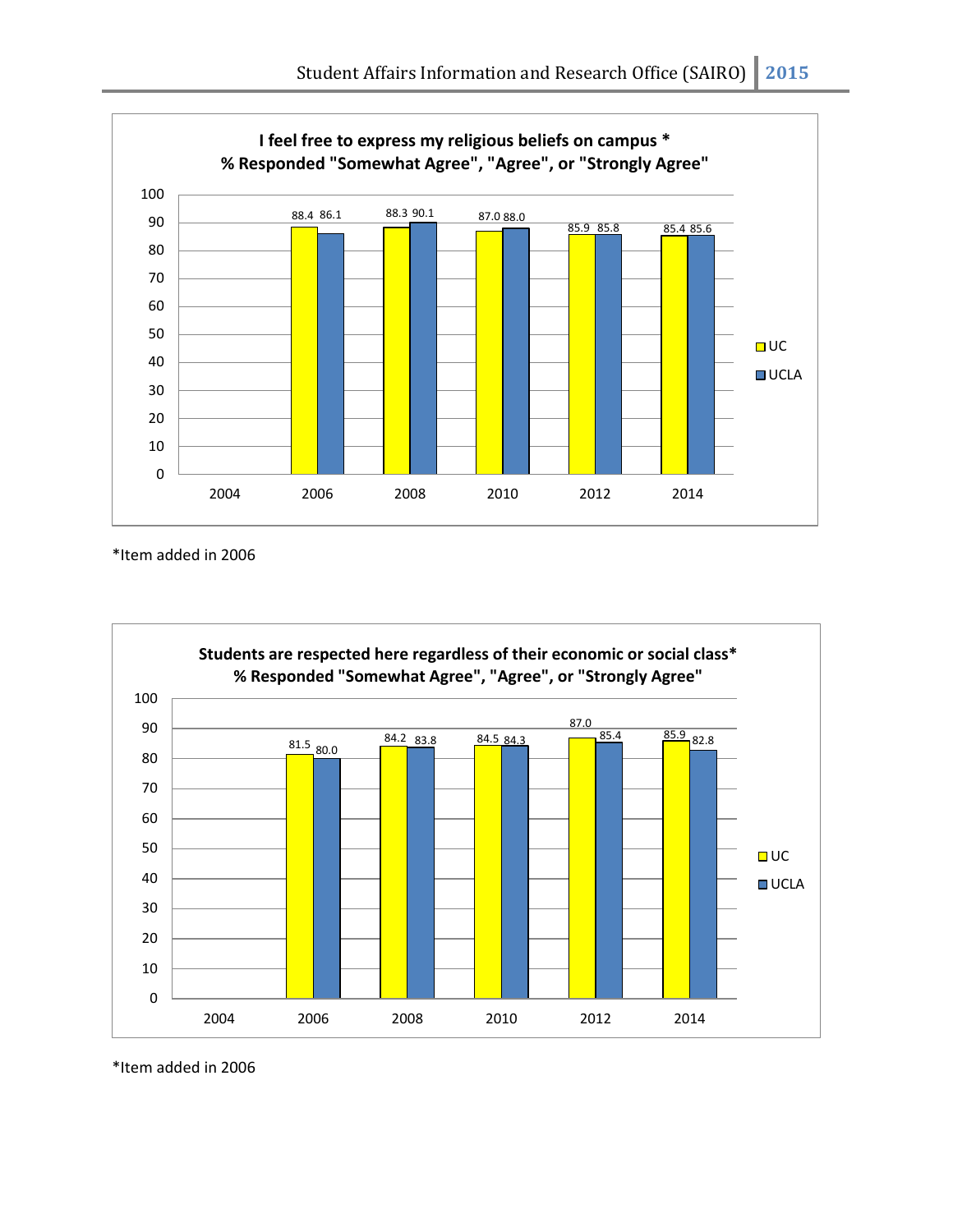**I feel free to express my religious beliefs on campus \***
**% Responded "Somewhat Agree", "Agree", or "Strongly Agree"**

| Year | UC | UCLA |
|---|---|---|
| 2004 | | |
| 2006 | 88.4 | 86.1 |
| 2008 | 88.3 | 90.1 |
| 2010 | 87.0 | 88.0 |
| 2012 | 85.9 | 85.8 |
| 2014 | 85.4 | 85.6 |

*Item added in 2006

**Students are respected here regardless of their economic or social class\***
**% Responded "Somewhat Agree", "Agree", or "Strongly Agree"**

| Year | UC | UCLA |
|---|---|---|
| 2004 | | |
| 2006 | 81.5 | 80.0 |
| 2008 | 84.2 | 83.8 |
| 2010 | 84.5 | 84.3 |
| 2012 | 87.0 | 85.4 |
| 2014 | 85.9 | 82.8 |

*Item added in 2006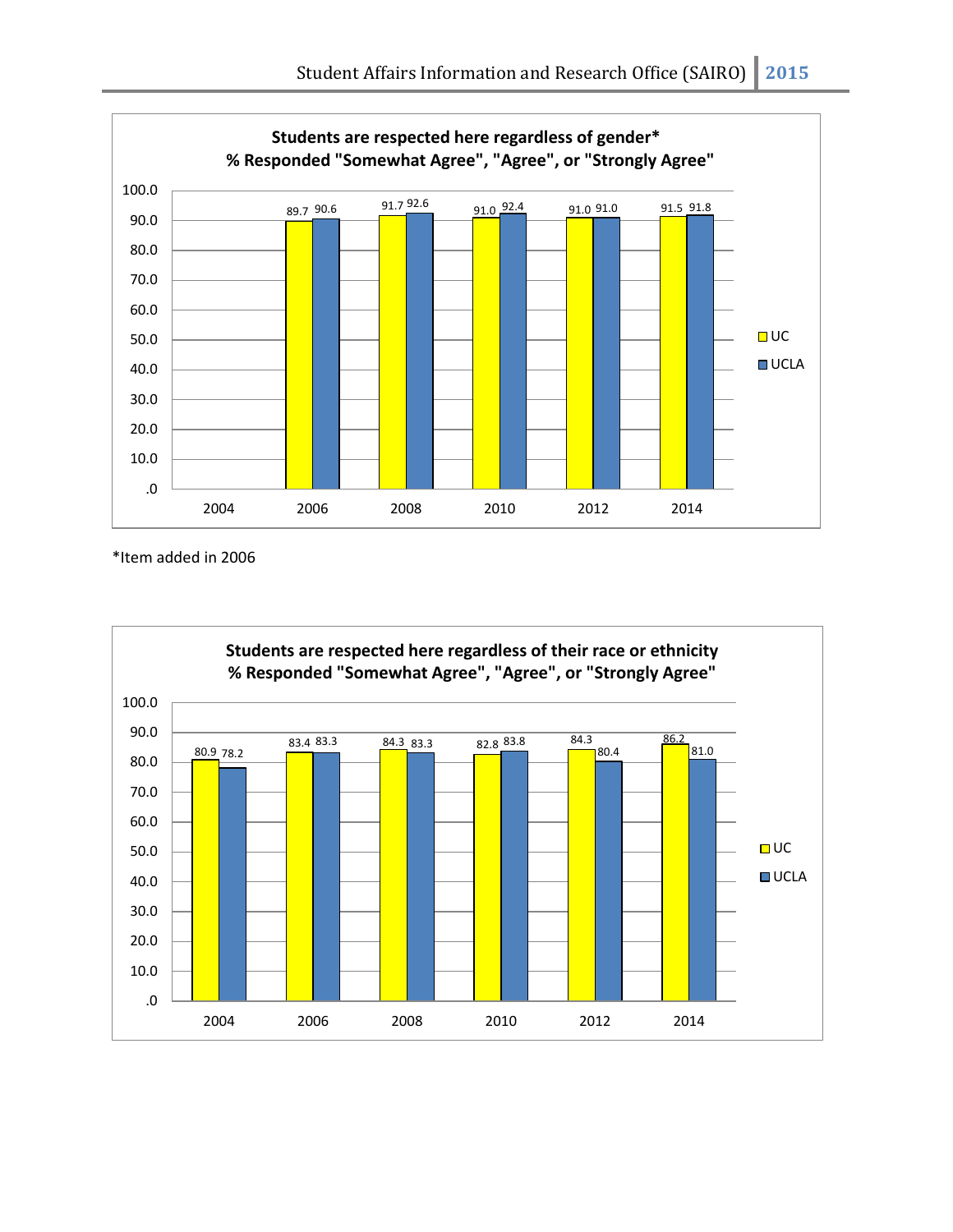**Students are respected here regardless of gender***
**% Responded "Somewhat Agree", "Agree", or "Strongly Agree"**

| Year | UC | UCLA |
|---|---|---|
| 2004 | | |
| 2006 | 89.7 | 90.6 |
| 2008 | 91.7 | 92.6 |
| 2010 | 91.0 | 92.4 |
| 2012 | 91.0 | 91.0 |
| 2014 | 91.5 | 91.8 |

*Item added in 2006

**Students are respected here regardless of their race or ethnicity**
**% Responded "Somewhat Agree", "Agree", or "Strongly Agree"**

| Year | UC | UCLA |
|---|---|---|
| 2004 | 80.9 | 78.2 |
| 2006 | 83.4 | 83.3 |
| 2008 | 84.3 | 83.3 |
| 2010 | 82.8 | 83.8 |
| 2012 | 84.3 | 80.4 |
| 2014 | 86.2 | 81.0 |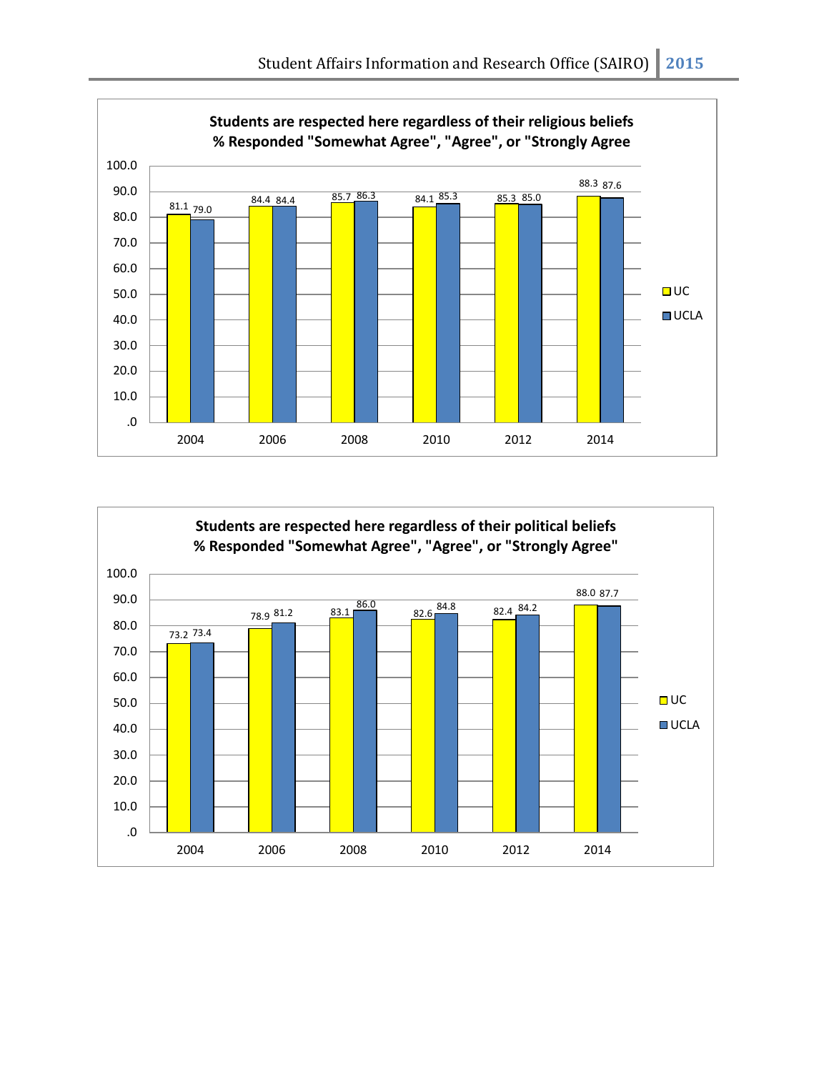**Students are respected here regardless of their religious beliefs**
**% Responded "Somewhat Agree", "Agree", or "Strongly Agree**

| Year | UC | UCLA |
|---|---|---|
| 2004 | 81.1 | 79.0 |
| 2006 | 84.4 | 84.4 |
| 2008 | 85.7 | 86.3 |
| 2010 | 84.1 | 85.3 |
| 2012 | 85.3 | 85.0 |
| 2014 | 88.3 | 87.6 |

**Students are respected here regardless of their political beliefs**
**% Responded "Somewhat Agree", "Agree", or "Strongly Agree"**

| Year | UC | UCLA |
|---|---|---|
| 2004 | 73.2 | 73.4 |
| 2006 | 78.9 | 81.2 |
| 2008 | 83.1 | 86.0 |
| 2010 | 82.6 | 84.8 |
| 2012 | 82.4 | 84.2 |
| 2014 | 88.0 | 87.7 |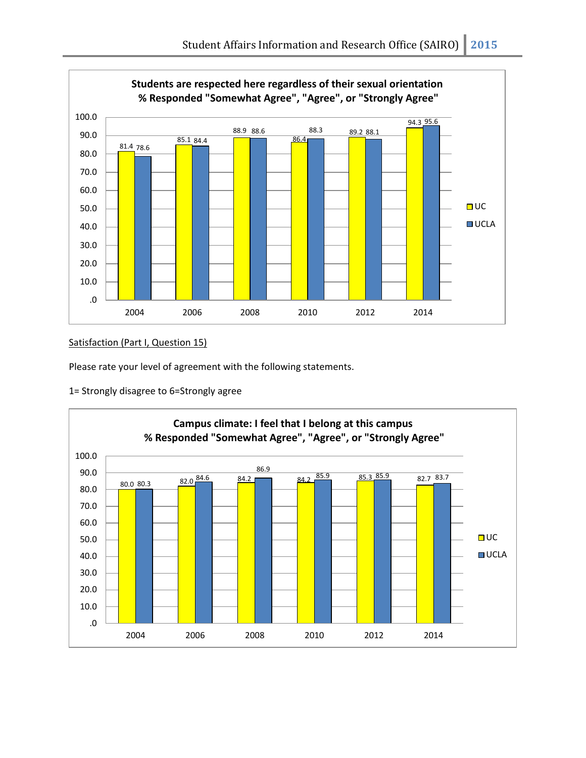**Students are respected here regardless of their sexual orientation**
**% Responded "Somewhat Agree", "Agree", or "Strongly Agree"**

| Year | UC | UCLA |
|---|---|---|
| 2004 | 81.4 | 78.6 |
| 2006 | 85.1 | 84.4 |
| 2008 | 88.9 | 88.6 |
| 2010 | 86.4 | 88.3 |
| 2012 | 89.2 | 88.1 |
| 2014 | 94.3 | 95.6 |

Satisfaction (Part I, Question 15)

Please rate your level of agreement with the following statements.

1= Strongly disagree to 6=Strongly agree

**Campus climate: I feel that I belong at this campus**
**% Responded "Somewhat Agree", "Agree", or "Strongly Agree"**

| Year | UC | UCLA |
|---|---|---|
| 2004 | 80.0 | 80.3 |
| 2006 | 82.0 | 84.6 |
| 2008 | 84.2 | 86.9 |
| 2010 | 84.2 | 85.9 |
| 2012 | 85.3 | 85.9 |
| 2014 | 82.7 | 83.7 |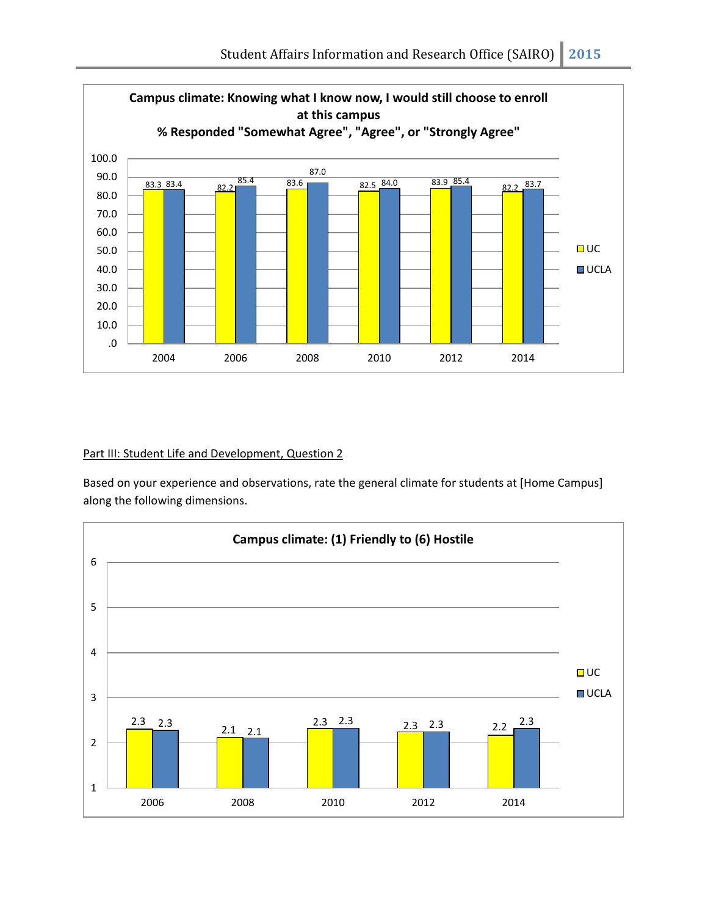**Campus climate: Knowing what I know now, I would still choose to enroll at this campus**
**% Responded "Somewhat Agree", "Agree", or "Strongly Agree"**

| Year | UC | UCLA |
| --- | --- | --- |
| 2004 | 83.3 | 83.4 |
| 2006 | 82.2 | 85.4 |
| 2008 | 83.6 | 87.0 |
| 2010 | 82.5 | 84.0 |
| 2012 | 83.9 | 85.4 |
| 2014 | 82.2 | 83.7 |

<u>Part III: Student Life and Development, Question 2</u>

Based on your experience and observations, rate the general climate for students at [Home Campus] along the following dimensions.

**Campus climate: (1) Friendly to (6) Hostile**

| Year | UC | UCLA |
| --- | --- | --- |
| 2006 | 2.3 | 2.3 |
| 2008 | 2.1 | 2.1 |
| 2010 | 2.3 | 2.3 |
| 2012 | 2.3 | 2.3 |
| 2014 | 2.2 | 2.3 |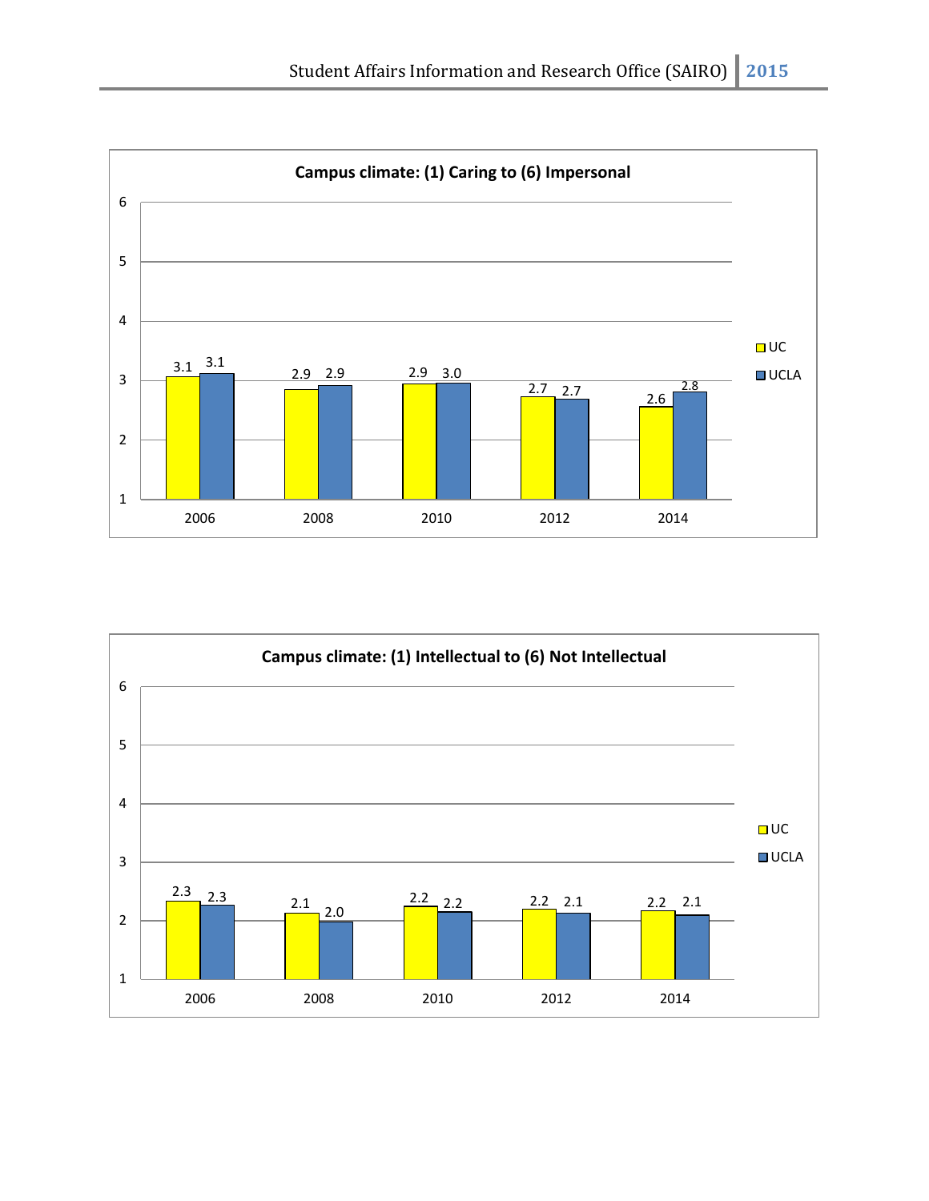**Campus climate: (1) Caring to (6) Impersonal**

| Year | UC | UCLA |
| --- | --- | --- |
| 2006 | 3.1 | 3.1 |
| 2008 | 2.9 | 2.9 |
| 2010 | 2.9 | 3.0 |
| 2012 | 2.7 | 2.7 |
| 2014 | 2.6 | 2.8 |

**Campus climate: (1) Intellectual to (6) Not Intellectual**

| Year | UC | UCLA |
| --- | --- | --- |
| 2006 | 2.3 | 2.3 |
| 2008 | 2.1 | 2.0 |
| 2010 | 2.2 | 2.2 |
| 2012 | 2.2 | 2.1 |
| 2014 | 2.2 | 2.1 |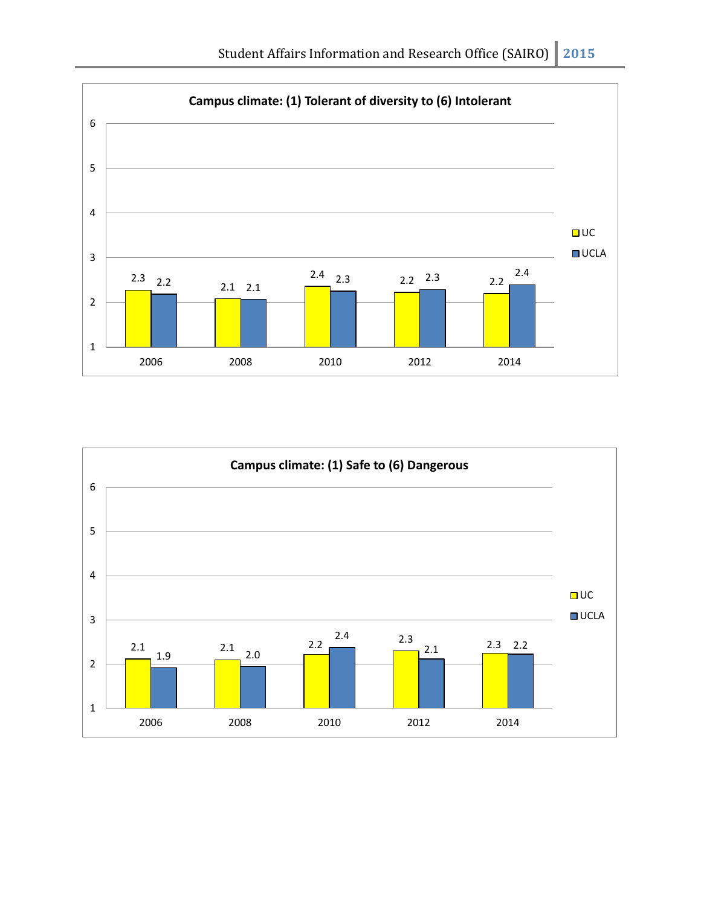**Campus climate: (1) Tolerant of diversity to (6) Intolerant**

| Year | UC | UCLA |
| --- | --- | --- |
| 2006 | 2.3 | 2.2 |
| 2008 | 2.1 | 2.1 |
| 2010 | 2.4 | 2.3 |
| 2012 | 2.2 | 2.3 |
| 2014 | 2.2 | 2.4 |

**Campus climate: (1) Safe to (6) Dangerous**

| Year | UC | UCLA |
| --- | --- | --- |
| 2006 | 2.1 | 1.9 |
| 2008 | 2.1 | 2.0 |
| 2010 | 2.2 | 2.4 |
| 2012 | 2.3 | 2.1 |
| 2014 | 2.3 | 2.2 |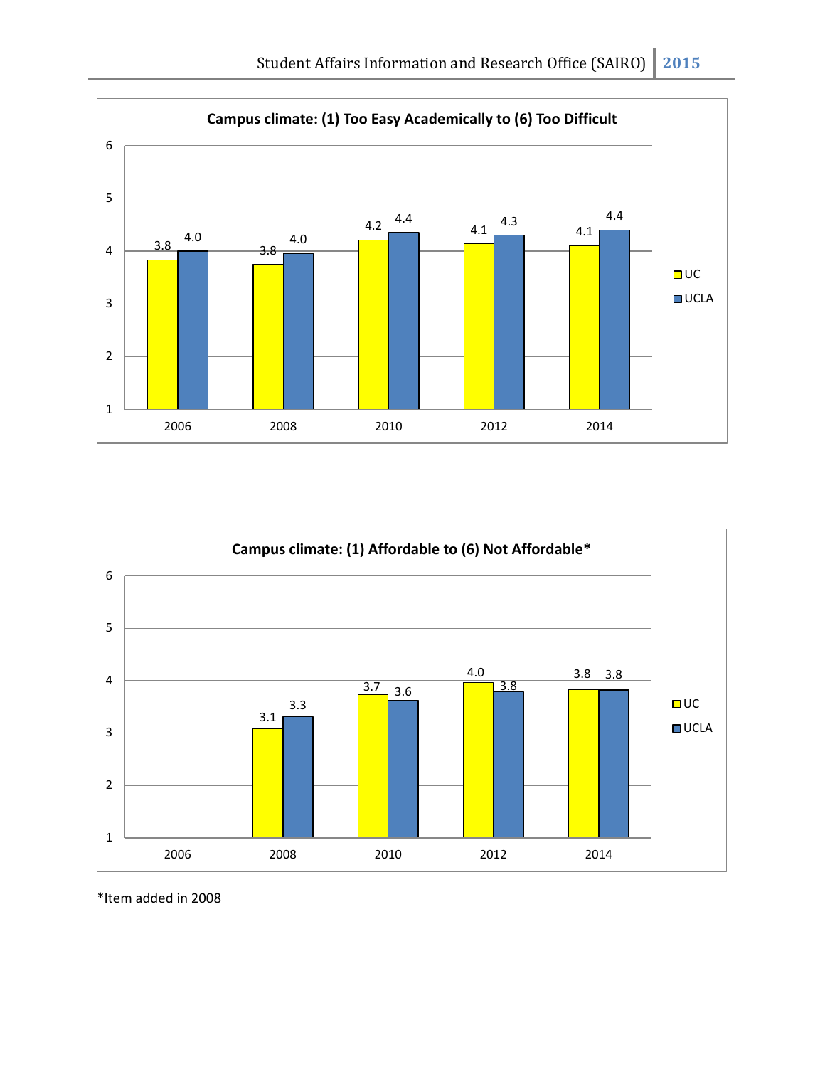**Campus climate: (1) Too Easy Academically to (6) Too Difficult**

6
5
4
3
2
1

3.8 4.0
3.8 4.0
4.2 4.4
4.1 4.3
4.1 4.4

2006 2008 2010 2012 2014

UC
UCLA

**Campus climate: (1) Affordable to (6) Not Affordable***

6
5
4
3
2
1

3.1 3.3
3.7 3.6
4.0 3.8
3.8 3.8

2006 2008 2010 2012 2014

UC
UCLA

*Item added in 2008